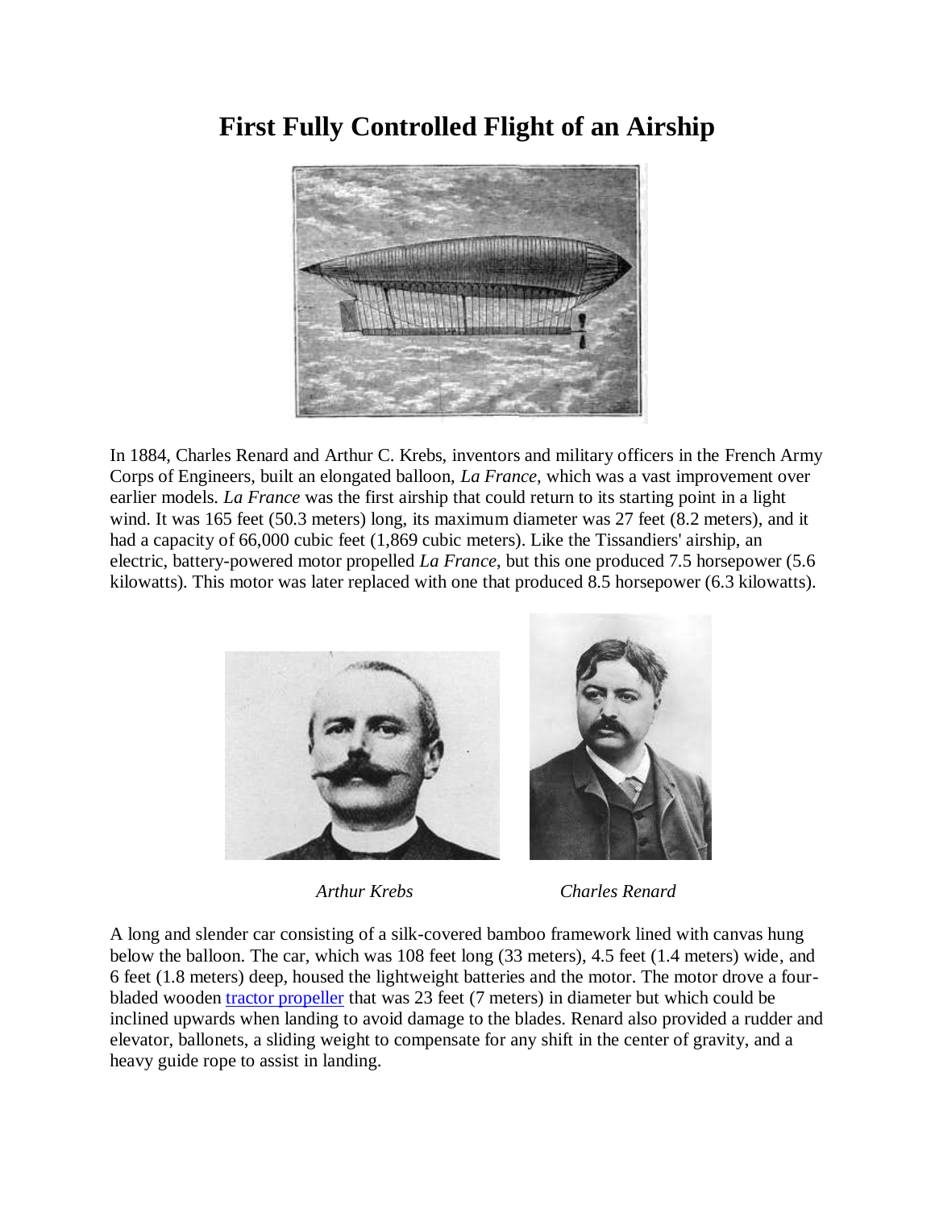# First Fully Controlled Flight of an Airship

In 1884, Charles Renard and Arthur C. Krebs, inventors and military officers in the French Army Corps of Engineers, built an elongated balloon, *La France*, which was a vast improvement over earlier models. *La France* was the first airship that could return to its starting point in a light wind. It was 165 feet (50.3 meters) long, its maximum diameter was 27 feet (8.2 meters), and it had a capacity of 66,000 cubic feet (1,869 cubic meters). Like the Tissandiers' airship, an electric, battery-powered motor propelled *La France*, but this one produced 7.5 horsepower (5.6 kilowatts). This motor was later replaced with one that produced 8.5 horsepower (6.3 kilowatts).

*Arthur Krebs* *Charles Renard*

A long and slender car consisting of a silk-covered bamboo framework lined with canvas hung below the balloon. The car, which was 108 feet long (33 meters), 4.5 feet (1.4 meters) wide, and 6 feet (1.8 meters) deep, housed the lightweight batteries and the motor. The motor drove a four-bladed wooden tractor propeller that was 23 feet (7 meters) in diameter but which could be inclined upwards when landing to avoid damage to the blades. Renard also provided a rudder and elevator, ballonets, a sliding weight to compensate for any shift in the center of gravity, and a heavy guide rope to assist in landing.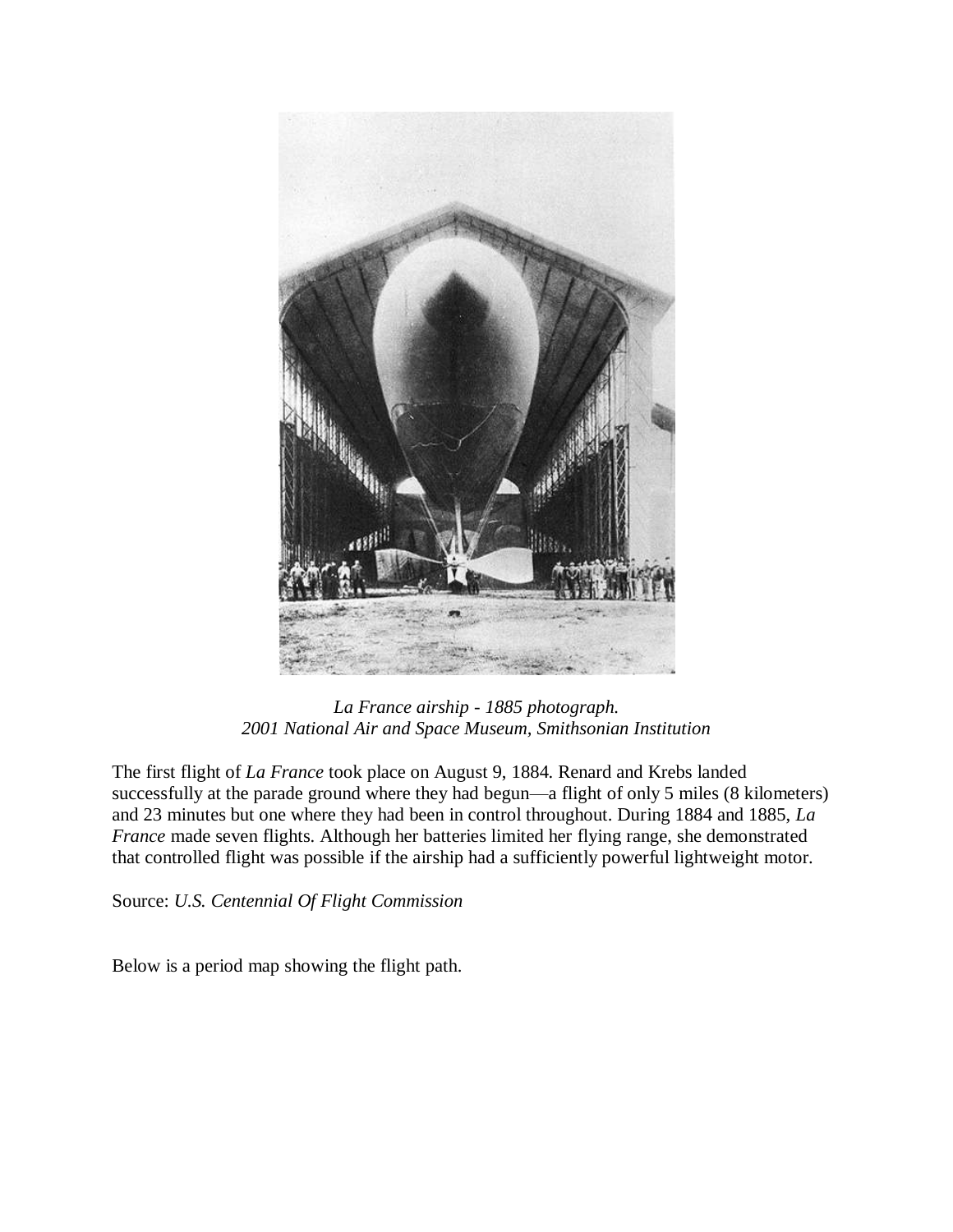*La France airship - 1885 photograph.*
*2001 National Air and Space Museum, Smithsonian Institution*

The first flight of *La France* took place on August 9, 1884. Renard and Krebs landed successfully at the parade ground where they had begun—a flight of only 5 miles (8 kilometers) and 23 minutes but one where they had been in control throughout. During 1884 and 1885, *La France* made seven flights. Although her batteries limited her flying range, she demonstrated that controlled flight was possible if the airship had a sufficiently powerful lightweight motor.

Source: *U.S. Centennial Of Flight Commission*

Below is a period map showing the flight path.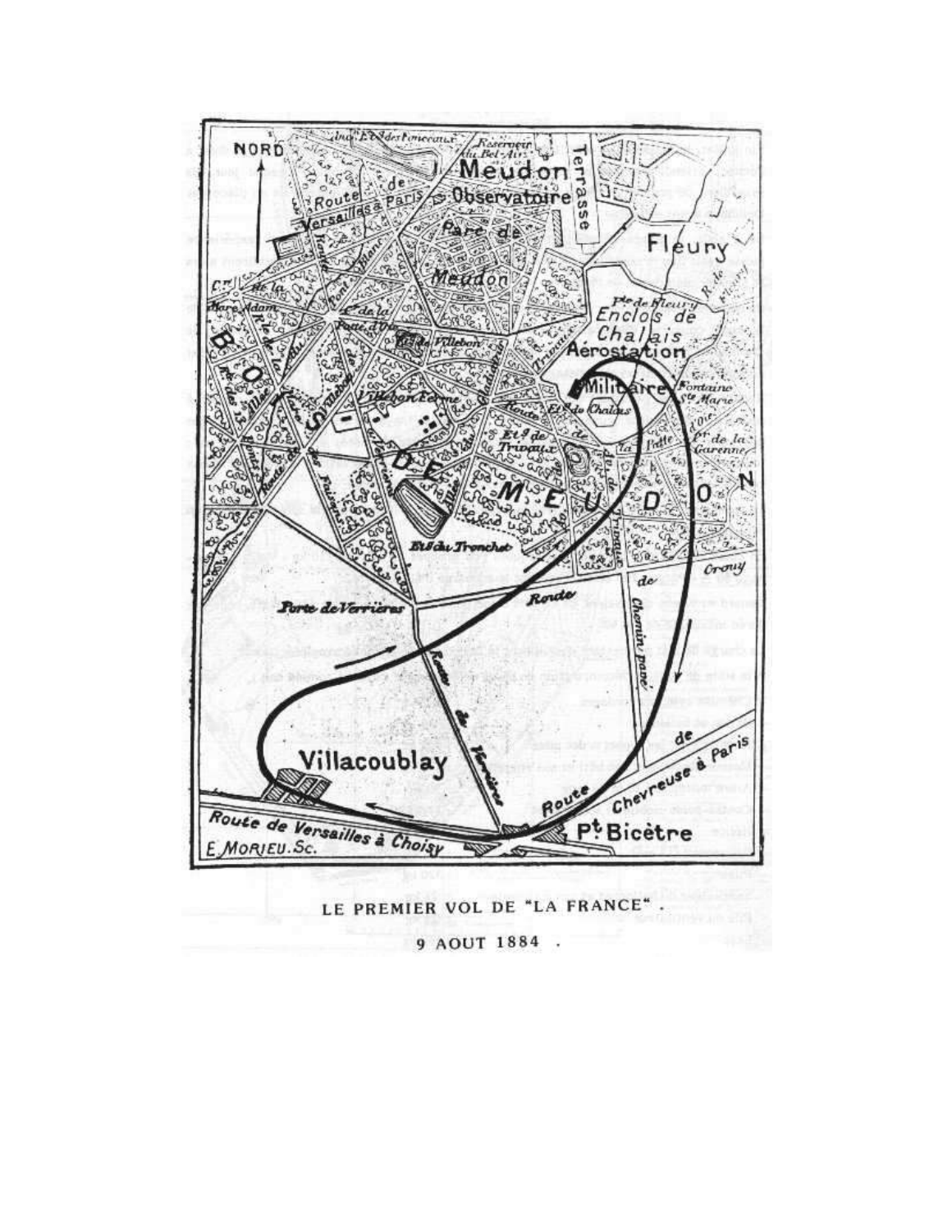LE PREMIER VOL DE "LA FRANCE".

9 AOUT 1884.